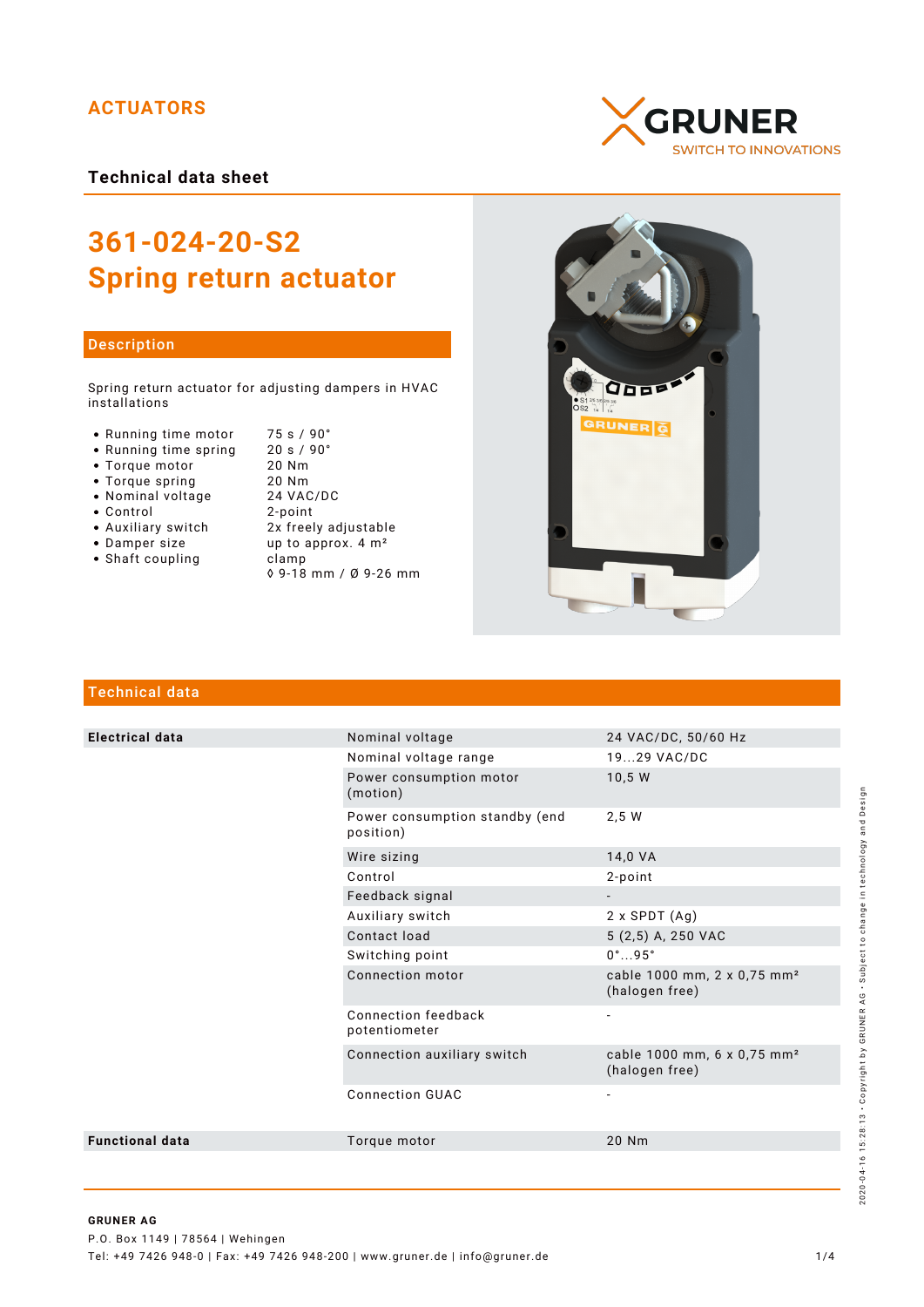ACTUATORS

GRUNER
SWITCH TO INNOVATIONS

**Technical data sheet**

# 361-024-20-S2
# Spring return actuator

## Description

Spring return actuator for adjusting dampers in HVAC installations

- Running time motor — 75 s / 90°
- Running time spring — 20 s / 90°
- Torque motor — 20 Nm
- Torque spring — 20 Nm
- Nominal voltage — 24 VAC/DC
- Control — 2-point
- Auxiliary switch — 2x freely adjustable
- Damper size — up to approx. 4 m²
- Shaft coupling — clamp
  ◊ 9-18 mm / Ø 9-26 mm

## Technical data

| | | |
|---|---|---|
| **Electrical data** | Nominal voltage | 24 VAC/DC, 50/60 Hz |
| | Nominal voltage range | 19...29 VAC/DC |
| | Power consumption motor (motion) | 10,5 W |
| | Power consumption standby (end position) | 2,5 W |
| | Wire sizing | 14,0 VA |
| | Control | 2-point |
| | Feedback signal | - |
| | Auxiliary switch | 2 x SPDT (Ag) |
| | Contact load | 5 (2,5) A, 250 VAC |
| | Switching point | 0°...95° |
| | Connection motor | cable 1000 mm, 2 x 0,75 mm² (halogen free) |
| | Connection feedback potentiometer | - |
| | Connection auxiliary switch | cable 1000 mm, 6 x 0,75 mm² (halogen free) |
| | Connection GUAC | - |
| **Functional data** | Torque motor | 20 Nm |

2020-04-16 15:28:13 · Copyright by GRUNER AG · Subject to change in technology and Design

**GRUNER AG**
P.O. Box 1149 | 78564 | Wehingen
Tel: +49 7426 948-0 | Fax: +49 7426 948-200 | www.gruner.de | info@gruner.de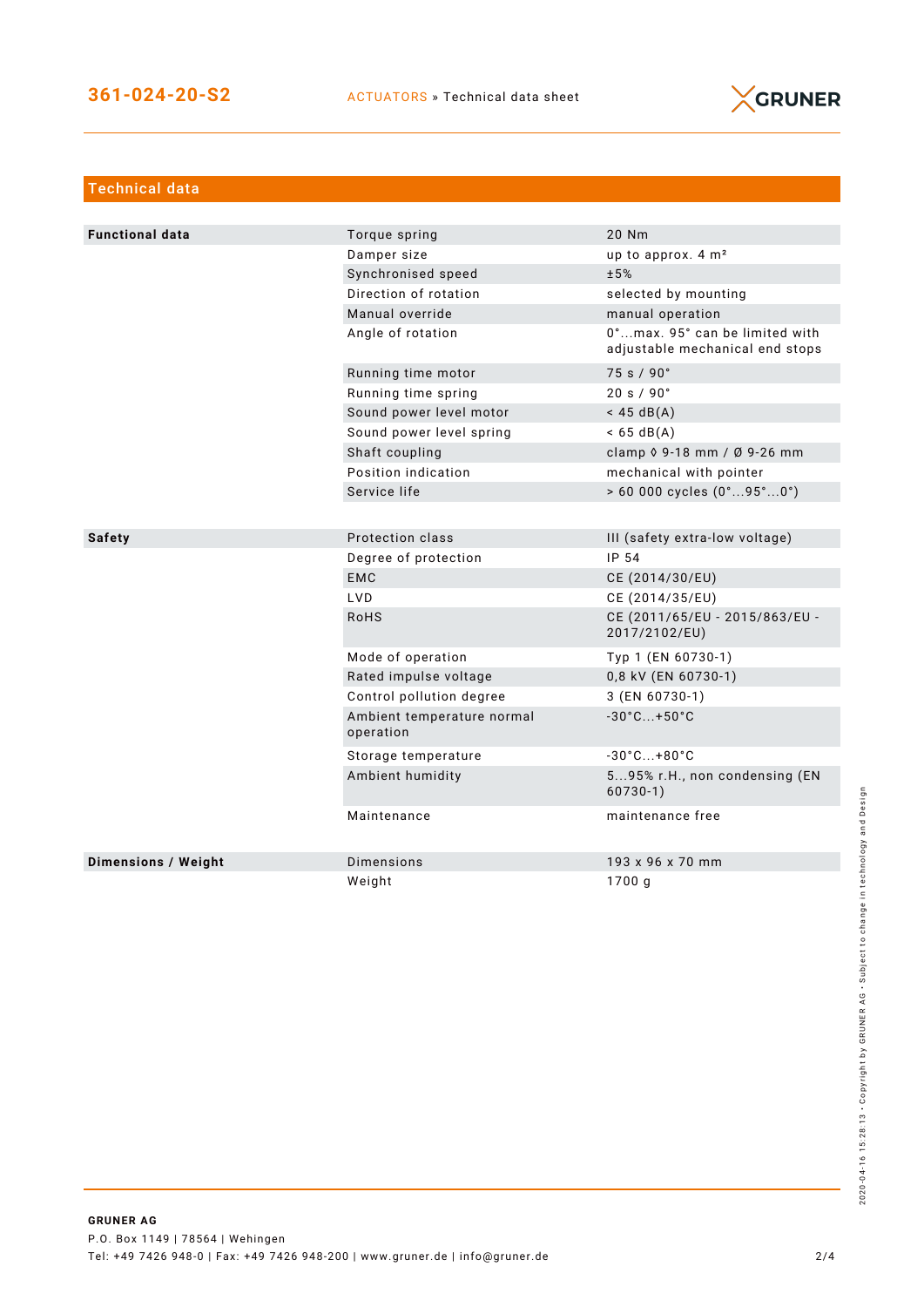## Technical data

| | | |
|---|---|---|
| **Functional data** | Torque spring | 20 Nm |
| | Damper size | up to approx. 4 m² |
| | Synchronised speed | ±5% |
| | Direction of rotation | selected by mounting |
| | Manual override | manual operation |
| | Angle of rotation | 0°...max. 95° can be limited with adjustable mechanical end stops |
| | Running time motor | 75 s / 90° |
| | Running time spring | 20 s / 90° |
| | Sound power level motor | < 45 dB(A) |
| | Sound power level spring | < 65 dB(A) |
| | Shaft coupling | clamp ◊ 9-18 mm / Ø 9-26 mm |
| | Position indication | mechanical with pointer |
| | Service life | > 60 000 cycles (0°...95°...0°) |
| **Safety** | Protection class | III (safety extra-low voltage) |
| | Degree of protection | IP 54 |
| | EMC | CE (2014/30/EU) |
| | LVD | CE (2014/35/EU) |
| | RoHS | CE (2011/65/EU - 2015/863/EU - 2017/2102/EU) |
| | Mode of operation | Typ 1 (EN 60730-1) |
| | Rated impulse voltage | 0,8 kV (EN 60730-1) |
| | Control pollution degree | 3 (EN 60730-1) |
| | Ambient temperature normal operation | -30°C...+50°C |
| | Storage temperature | -30°C...+80°C |
| | Ambient humidity | 5...95% r.H., non condensing (EN 60730-1) |
| | Maintenance | maintenance free |
| **Dimensions / Weight** | Dimensions | 193 x 96 x 70 mm |
| | Weight | 1700 g |

**GRUNER AG**
P.O. Box 1149 | 78564 | Wehingen
Tel: +49 7426 948-0 | Fax: +49 7426 948-200 | www.gruner.de | info@gruner.de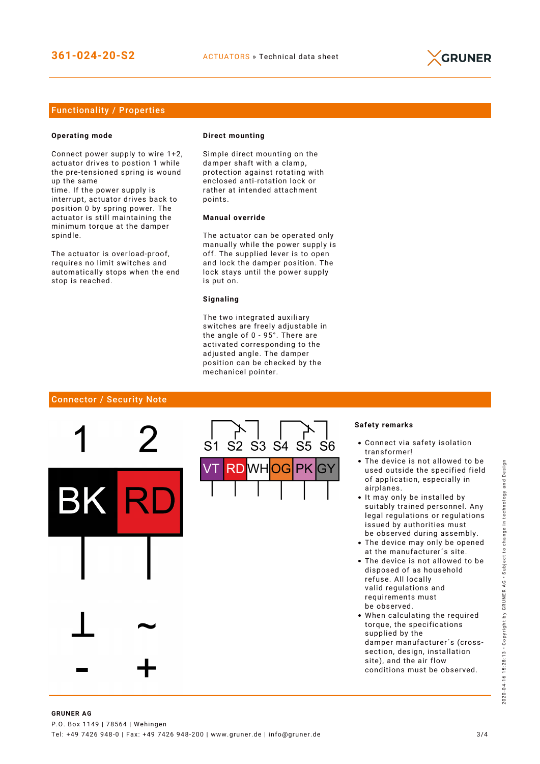## Functionality / Properties

### Operating mode

Connect power supply to wire 1+2, actuator drives to postion 1 while the pre-tensioned spring is wound up the same time. If the power supply is interrupt, actuator drives back to position 0 by spring power. The actuator is still maintaining the minimum torque at the damper spindle.

The actuator is overload-proof, requires no limit switches and automatically stops when the end stop is reached.

### Direct mounting

Simple direct mounting on the damper shaft with a clamp, protection against rotating with enclosed anti-rotation lock or rather at intended attachment points.

### Manual override

The actuator can be operated only manually while the power supply is off. The supplied lever is to open and lock the damper position. The lock stays until the power supply is put on.

### Signaling

The two integrated auxiliary switches are freely adjustable in the angle of 0 - 95°. There are activated corresponding to the adjusted angle. The damper position can be checked by the mechanicel pointer.

## Connector / Security Note

| 1 | 2 |
|---|---|
| BK | RD |
| ⊥ | ~ |
| - | + |

| S1 | S2 | S3 | S4 | S5 | S6 |
|---|---|---|---|---|---|
| VT | RD | WH | OG | PK | GY |

### Safety remarks

- Connect via safety isolation transformer!
- The device is not allowed to be used outside the specified field of application, especially in airplanes.
- It may only be installed by suitably trained personnel. Any legal regulations or regulations issued by authorities must be observed during assembly.
- The device may only be opened at the manufacturer´s site.
- The device is not allowed to be disposed of as household refuse. All locally valid regulations and requirements must be observed.
- When calculating the required torque, the specifications supplied by the damper manufacturer´s (cross-section, design, installation site), and the air flow conditions must be observed.

**GRUNER AG**
P.O. Box 1149 | 78564 | Wehingen
Tel: +49 7426 948-0 | Fax: +49 7426 948-200 | www.gruner.de | info@gruner.de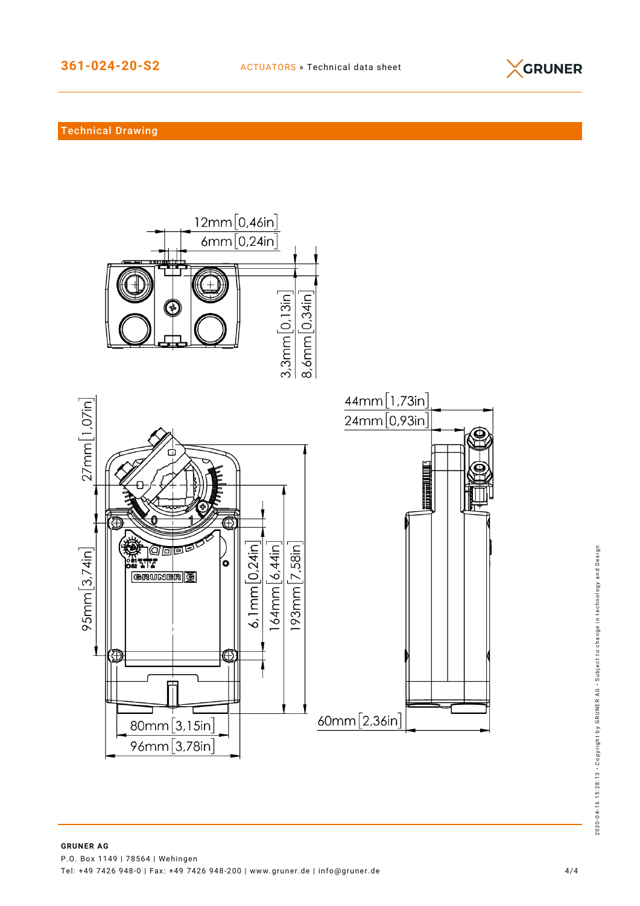## Technical Drawing

12mm [0,46in]
6mm [0,24in]
3,3mm [0,13in]
8,6mm [0,34in]
27mm [1,07in]
95mm [3,74in]
6,1mm [0,24in]
164mm [6,44in]
193mm [7,58in]
80mm [3,15in]
96mm [3,78in]
44mm [1,73in]
24mm [0,93in]
60mm [2,36in]

**GRUNER AG**
P.O. Box 1149 | 78564 | Wehingen
Tel: +49 7426 948-0 | Fax: +49 7426 948-200 | www.gruner.de | info@gruner.de